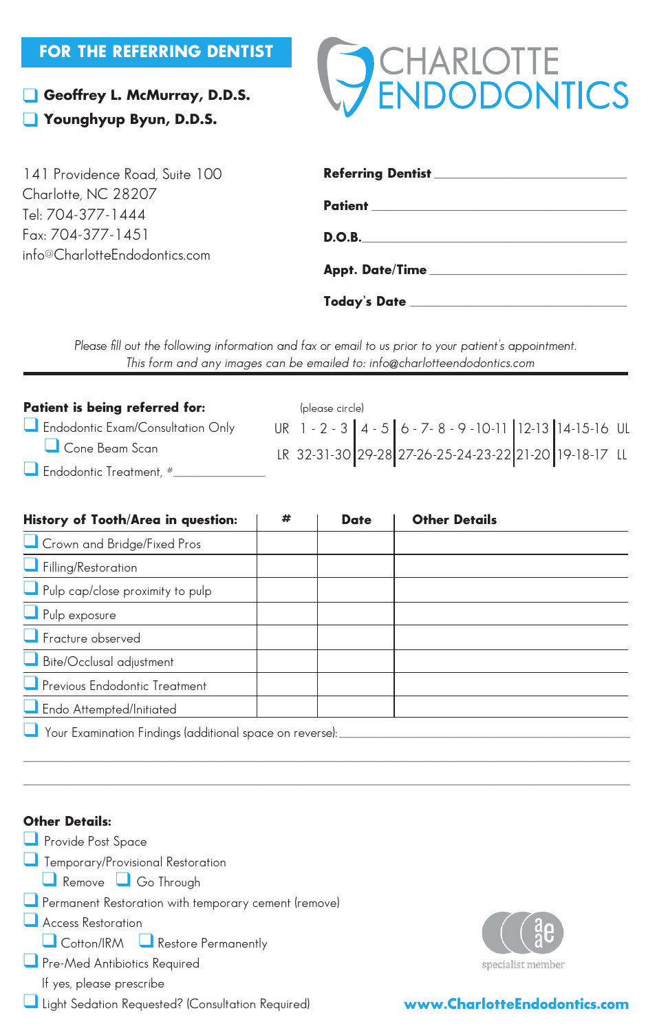**FOR THE REFERRING DENTIST**

- ☐ **Geoffrey L. McMurray, D.D.S.**
- ☐ **Younghyup Byun, D.D.S.**

# CHARLOTTE ENDODONTICS

141 Providence Road, Suite 100
Charlotte, NC 28207
Tel: 704-377-1444
Fax: 704-377-1451
info@CharlotteEndodontics.com

**Referring Dentist** \_\_\_\_\_\_\_\_\_\_\_\_\_\_\_\_\_\_\_\_\_\_\_\_

**Patient** \_\_\_\_\_\_\_\_\_\_\_\_\_\_\_\_\_\_\_\_\_\_\_\_

**D.O.B.** \_\_\_\_\_\_\_\_\_\_\_\_\_\_\_\_\_\_\_\_\_\_\_\_

**Appt. Date/Time** \_\_\_\_\_\_\_\_\_\_\_\_\_\_\_\_\_\_\_\_\_\_\_\_

**Today's Date** \_\_\_\_\_\_\_\_\_\_\_\_\_\_\_\_\_\_\_\_\_\_\_\_

*Please fill out the following information and fax or email to us prior to your patient's appointment.*
*This form and any images can be emailed to: info@charlotteendodontics.com*

---

**Patient is being referred for:**

- ☐ Endodontic Exam/Consultation Only
  - ☐ Cone Beam Scan
- ☐ Endodontic Treatment, #\_\_\_\_\_\_\_\_\_\_\_\_

(please circle)

| | | | | | | |
|---|---|---|---|---|---|---|
| UR | 1 - 2 - 3 | 4 - 5 | 6 - 7- 8 - 9 -10-11 | 12-13 | 14-15-16 | UL |
| LR | 32-31-30 | 29-28 | 27-26-25-24-23-22 | 21-20 | 19-18-17 | LL |

| History of Tooth/Area in question: | # | Date | Other Details |
|---|---|---|---|
| ☐ Crown and Bridge/Fixed Pros | | | |
| ☐ Filling/Restoration | | | |
| ☐ Pulp cap/close proximity to pulp | | | |
| ☐ Pulp exposure | | | |
| ☐ Fracture observed | | | |
| ☐ Bite/Occlusal adjustment | | | |
| ☐ Previous Endodontic Treatment | | | |
| ☐ Endo Attempted/Initiated | | | |

☐ Your Examination Findings (additional space on reverse): \_\_\_\_\_\_\_\_\_\_\_\_\_\_\_\_\_\_\_\_\_\_\_\_

\_\_\_\_\_\_\_\_\_\_\_\_\_\_\_\_\_\_\_\_\_\_\_\_\_\_\_\_\_\_\_\_\_\_\_\_\_\_\_\_\_\_\_\_

\_\_\_\_\_\_\_\_\_\_\_\_\_\_\_\_\_\_\_\_\_\_\_\_\_\_\_\_\_\_\_\_\_\_\_\_\_\_\_\_\_\_\_\_

**Other Details:**

- ☐ Provide Post Space
- ☐ Temporary/Provisional Restoration
  - ☐ Remove ☐ Go Through
- ☐ Permanent Restoration with temporary cement (remove)
- ☐ Access Restoration
  - ☐ Cotton/IRM ☐ Restore Permanently
- ☐ Pre-Med Antibiotics Required
  - If yes, please prescribe
- ☐ Light Sedation Requested? (Consultation Required)

specialist member

**www.CharlotteEndodontics.com**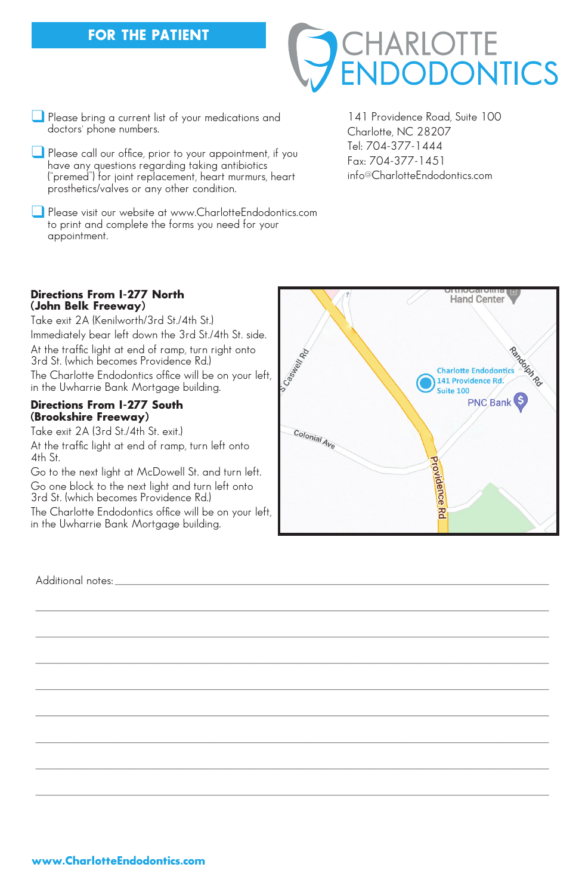**FOR THE PATIENT**

CHARLOTTE ENDODONTICS

- Please bring a current list of your medications and doctors' phone numbers.
- Please call our office, prior to your appointment, if you have any questions regarding taking antibiotics ("premed") for joint replacement, heart murmurs, heart prosthetics/valves or any other condition.
- Please visit our website at www.CharlotteEndodontics.com to print and complete the forms you need for your appointment.

141 Providence Road, Suite 100
Charlotte, NC 28207
Tel: 704-377-1444
Fax: 704-377-1451
info@CharlotteEndodontics.com

**Directions From I-277 North (John Belk Freeway)**

Take exit 2A (Kenilworth/3rd St./4th St.)

Immediately bear left down the 3rd St./4th St. side.

At the traffic light at end of ramp, turn right onto 3rd St. (which becomes Providence Rd.)

The Charlotte Endodontics office will be on your left, in the Uwharrie Bank Mortgage building.

**Directions From I-277 South (Brookshire Freeway)**

Take exit 2A (3rd St./4th St. exit.)

At the traffic light at end of ramp, turn left onto 4th St.

Go to the next light at McDowell St. and turn left.

Go one block to the next light and turn left onto 3rd St. (which becomes Providence Rd.)

The Charlotte Endodontics office will be on your left, in the Uwharrie Bank Mortgage building.

OrthoCarolina Hand Center
Randolph Rd
S Caswell Rd
Charlotte Endodontics
141 Providence Rd.
Suite 100
PNC Bank
Colonial Ave
Providence Rd

Additional notes: \_\_\_\_\_\_\_\_\_\_\_\_\_\_\_\_\_\_\_\_\_\_\_\_\_\_\_\_\_\_\_\_\_\_\_\_\_\_\_\_

**www.CharlotteEndodontics.com**